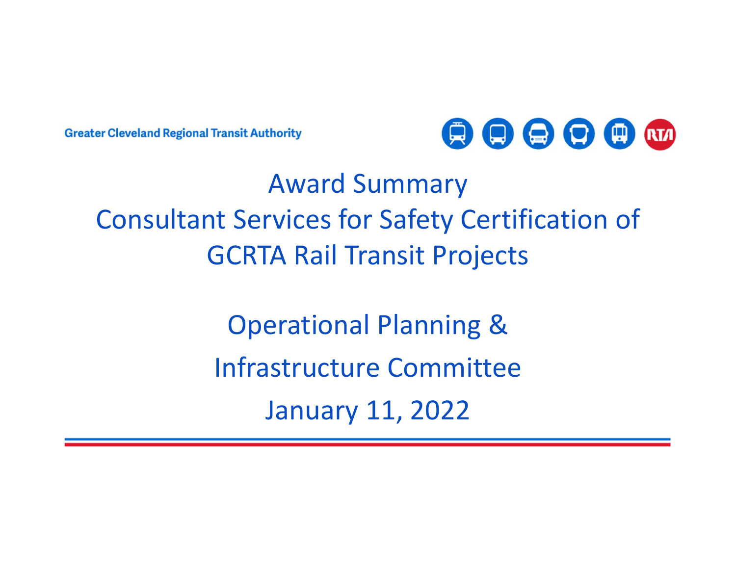Greater Cleveland Regional Transit Authority

# Award Summary
# Consultant Services for Safety Certification of GCRTA Rail Transit Projects

Operational Planning &

Infrastructure Committee

January 11, 2022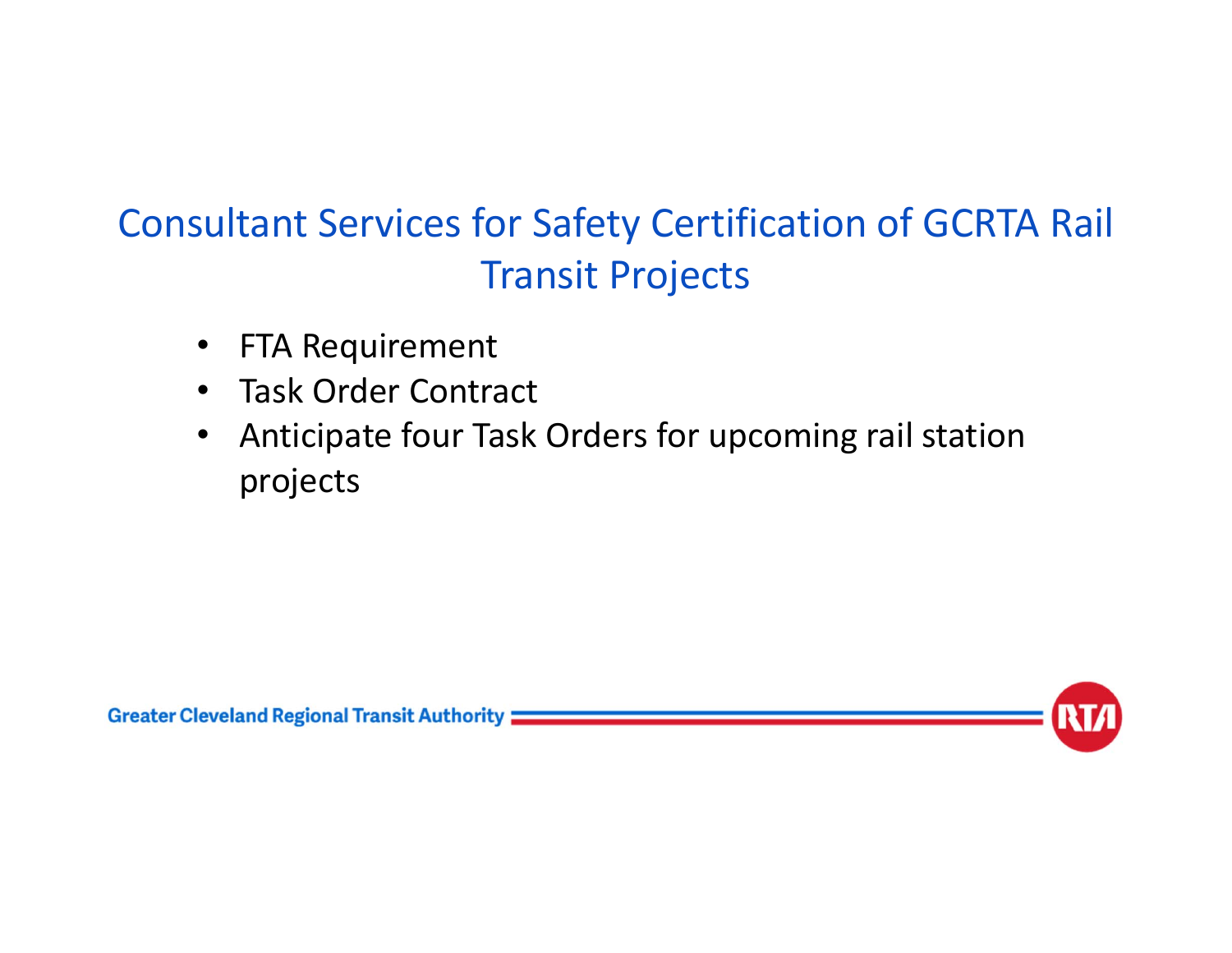# Consultant Services for Safety Certification of GCRTA Rail Transit Projects

- FTA Requirement
- Task Order Contract
- Anticipate four Task Orders for upcoming rail station projects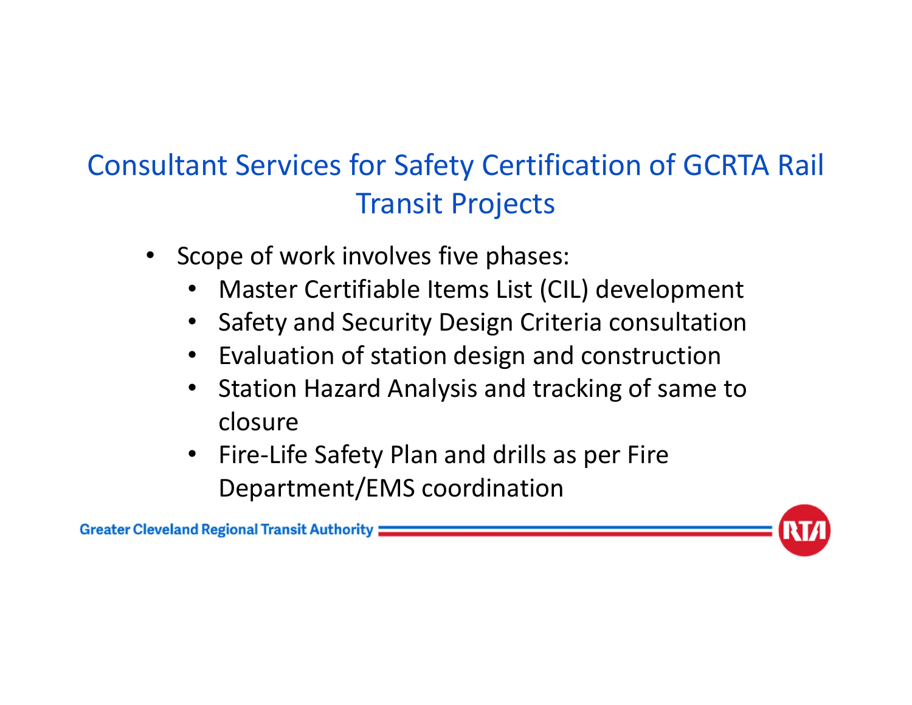## Consultant Services for Safety Certification of GCRTA Rail Transit Projects

- Scope of work involves five phases:
  - Master Certifiable Items List (CIL) development
  - Safety and Security Design Criteria consultation
  - Evaluation of station design and construction
  - Station Hazard Analysis and tracking of same to closure
  - Fire-Life Safety Plan and drills as per Fire Department/EMS coordination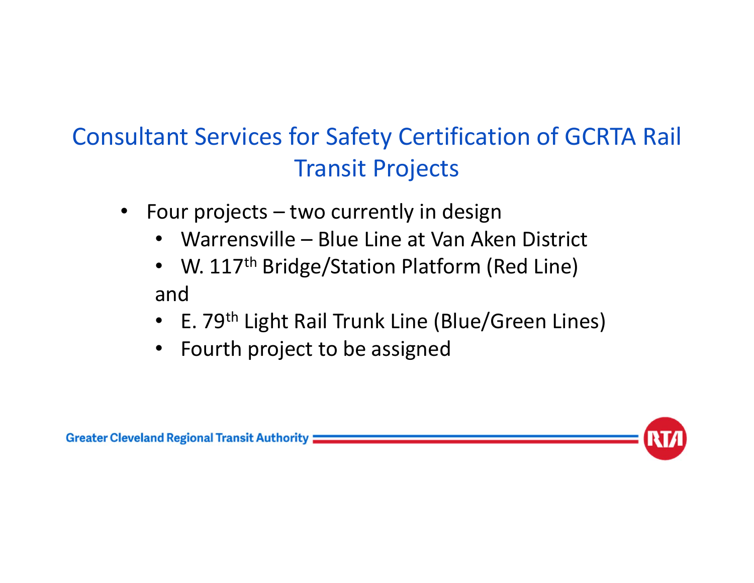# Consultant Services for Safety Certification of GCRTA Rail Transit Projects

- Four projects – two currently in design
  - Warrensville – Blue Line at Van Aken District
  - W. 117th Bridge/Station Platform (Red Line)

  and

  - E. 79th Light Rail Trunk Line (Blue/Green Lines)
  - Fourth project to be assigned

Greater Cleveland Regional Transit Authority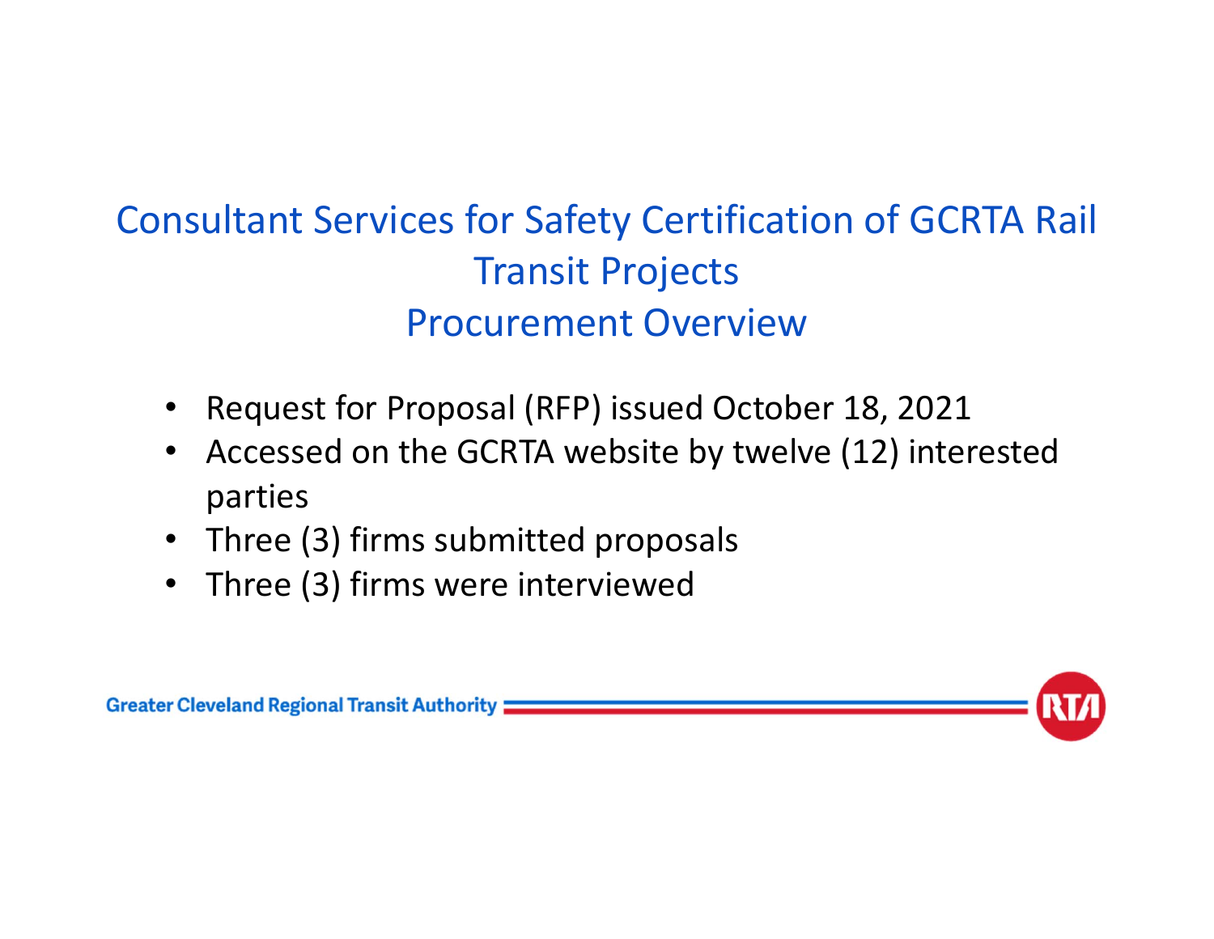# Consultant Services for Safety Certification of GCRTA Rail Transit Projects
## Procurement Overview

- Request for Proposal (RFP) issued October 18, 2021
- Accessed on the GCRTA website by twelve (12) interested parties
- Three (3) firms submitted proposals
- Three (3) firms were interviewed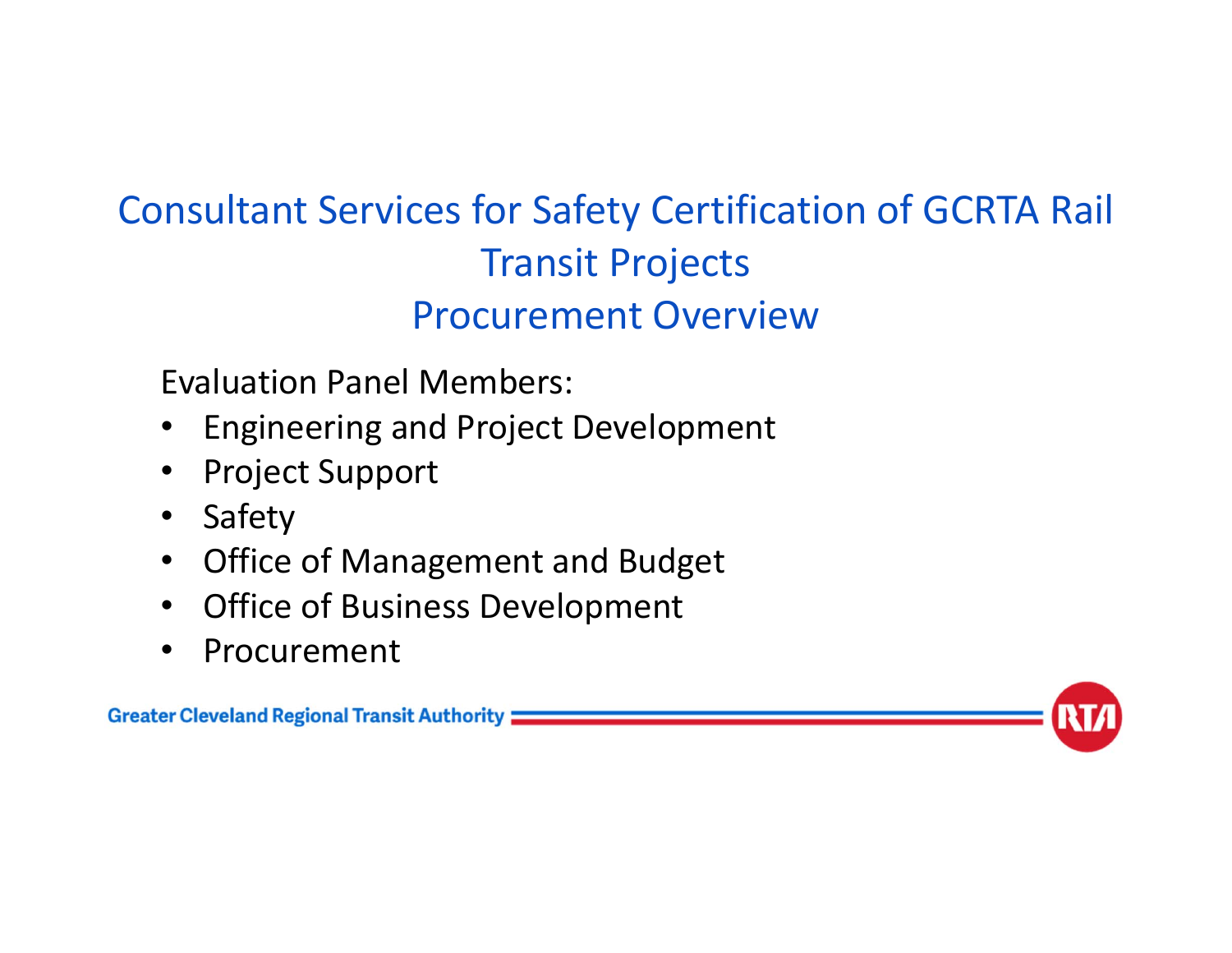# Consultant Services for Safety Certification of GCRTA Rail Transit Projects
## Procurement Overview

Evaluation Panel Members:

- Engineering and Project Development
- Project Support
- Safety
- Office of Management and Budget
- Office of Business Development
- Procurement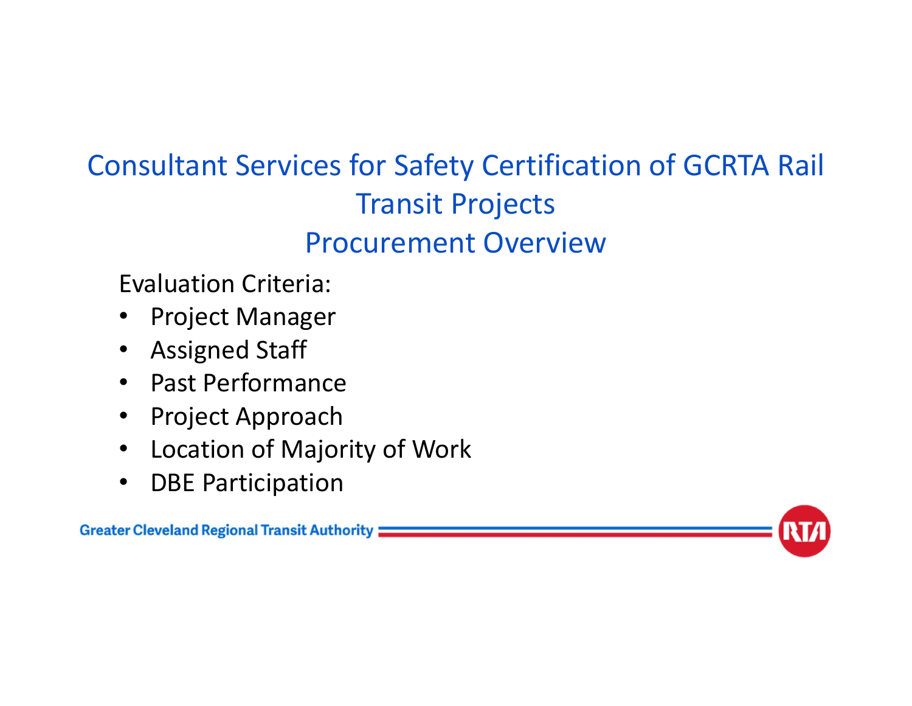# Consultant Services for Safety Certification of GCRTA Rail Transit Projects

## Procurement Overview

Evaluation Criteria:

- Project Manager
- Assigned Staff
- Past Performance
- Project Approach
- Location of Majority of Work
- DBE Participation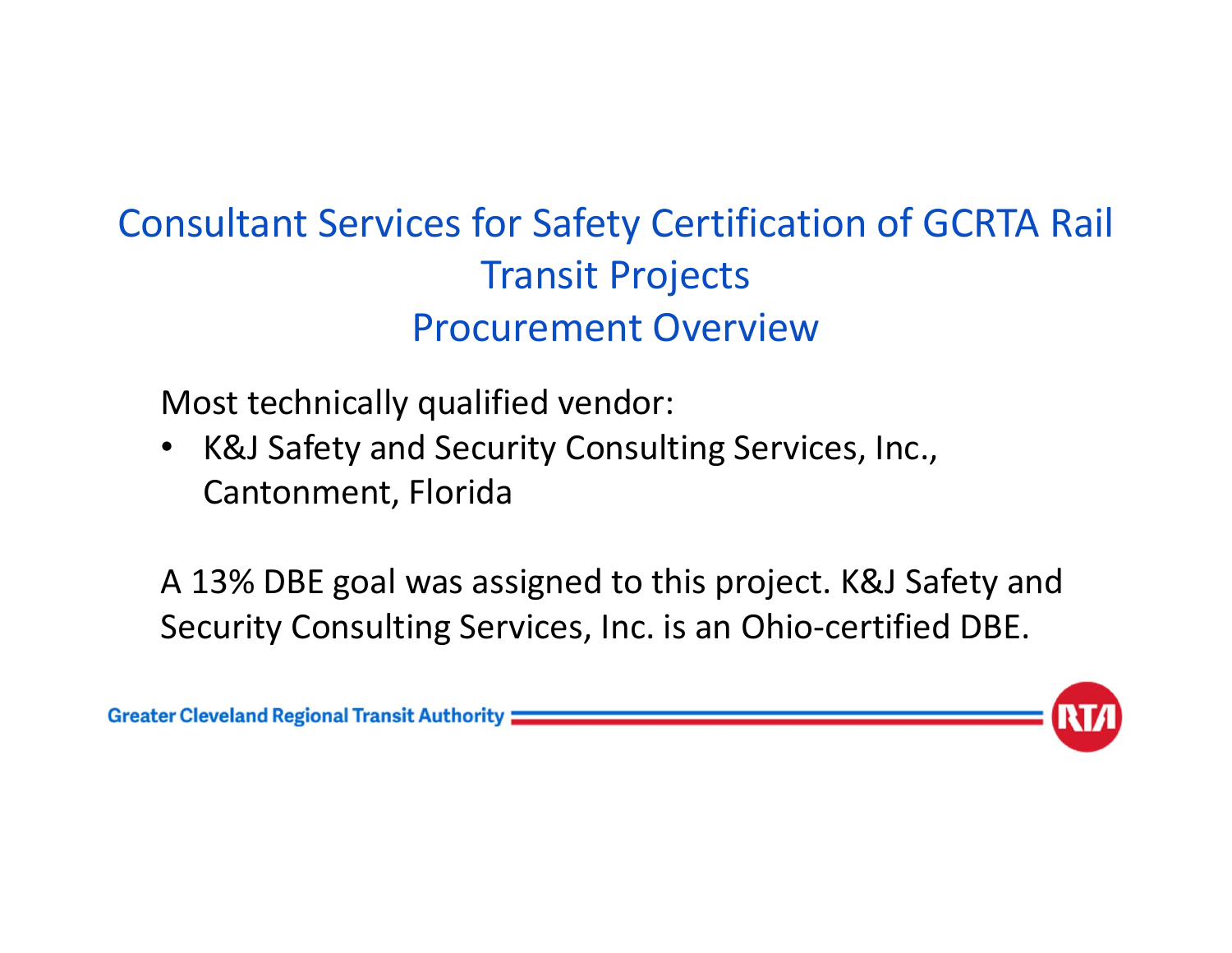# Consultant Services for Safety Certification of GCRTA Rail Transit Projects
# Procurement Overview

Most technically qualified vendor:

- K&J Safety and Security Consulting Services, Inc., Cantonment, Florida

A 13% DBE goal was assigned to this project. K&J Safety and Security Consulting Services, Inc. is an Ohio-certified DBE.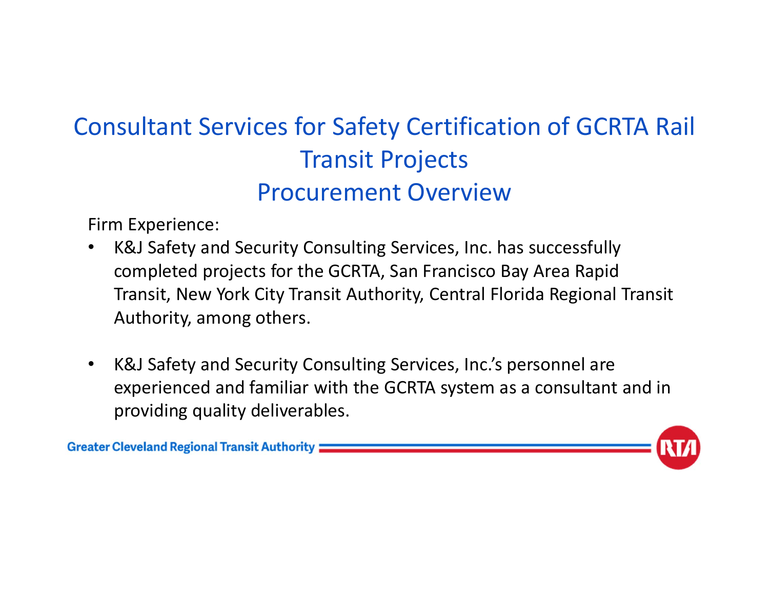# Consultant Services for Safety Certification of GCRTA Rail Transit Projects
## Procurement Overview

Firm Experience:

- K&J Safety and Security Consulting Services, Inc. has successfully completed projects for the GCRTA, San Francisco Bay Area Rapid Transit, New York City Transit Authority, Central Florida Regional Transit Authority, among others.

- K&J Safety and Security Consulting Services, Inc.'s personnel are experienced and familiar with the GCRTA system as a consultant and in providing quality deliverables.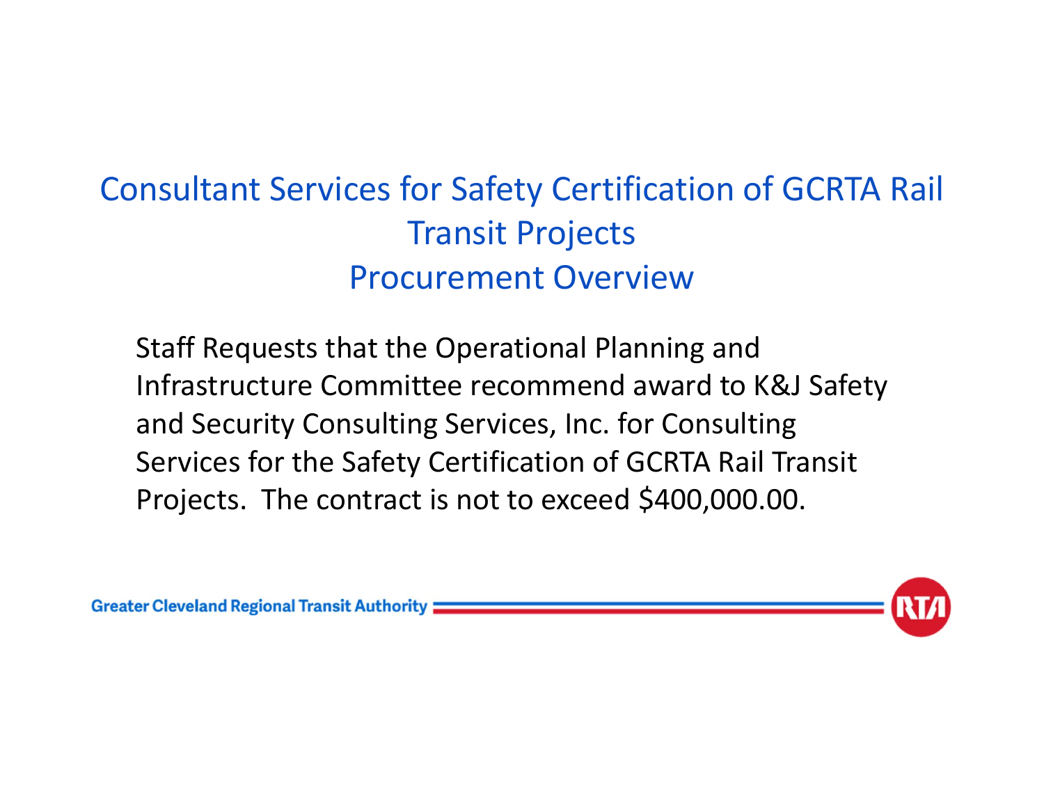# Consultant Services for Safety Certification of GCRTA Rail Transit Projects Procurement Overview

Staff Requests that the Operational Planning and Infrastructure Committee recommend award to K&J Safety and Security Consulting Services, Inc. for Consulting Services for the Safety Certification of GCRTA Rail Transit Projects. The contract is not to exceed $400,000.00.

Greater Cleveland Regional Transit Authority